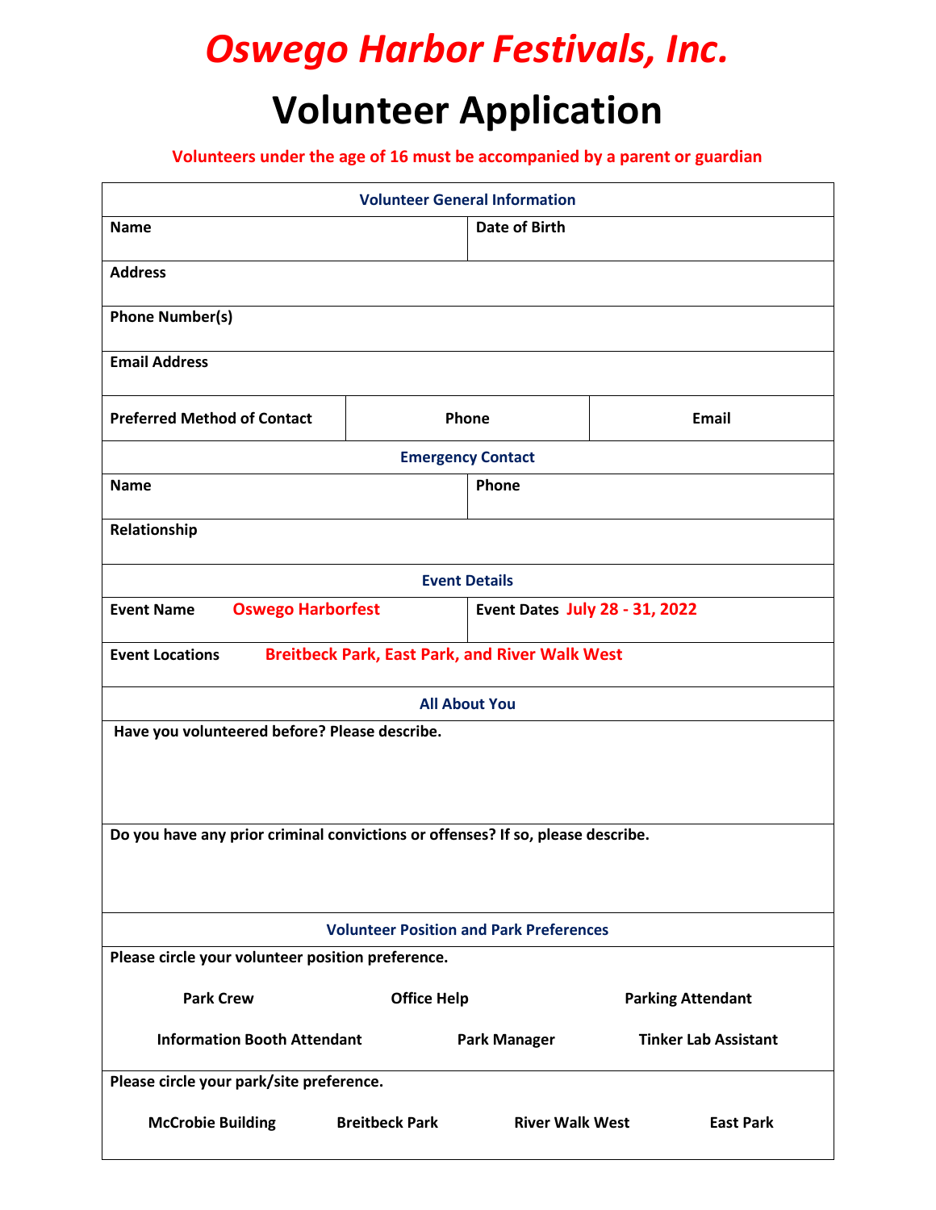# Oswego Harbor Festivals, Inc.

# Volunteer Application

**Volunteers under the age of 16 must be accompanied by a parent or guardian**

| Volunteer General Information | | |
|---|---|---|
| **Name** | | **Date of Birth** |
| **Address** | | |
| **Phone Number(s)** | | |
| **Email Address** | | |
| **Preferred Method of Contact** | **Phone** | **Email** |
| **Emergency Contact** | | |
| **Name** | | **Phone** |
| **Relationship** | | |
| **Event Details** | | |
| **Event Name** Oswego Harborfest | | **Event Dates** July 28 - 31, 2022 |
| **Event Locations** Breitbeck Park, East Park, and River Walk West | | |
| **All About You** | | |
| **Have you volunteered before? Please describe.** | | |
| **Do you have any prior criminal convictions or offenses? If so, please describe.** | | |

**Volunteer Position and Park Preferences**

**Please circle your volunteer position preference.**

- Park Crew
- Office Help
- Parking Attendant
- Information Booth Attendant
- Park Manager
- Tinker Lab Assistant

**Please circle your park/site preference.**

- McCrobie Building
- Breitbeck Park
- River Walk West
- East Park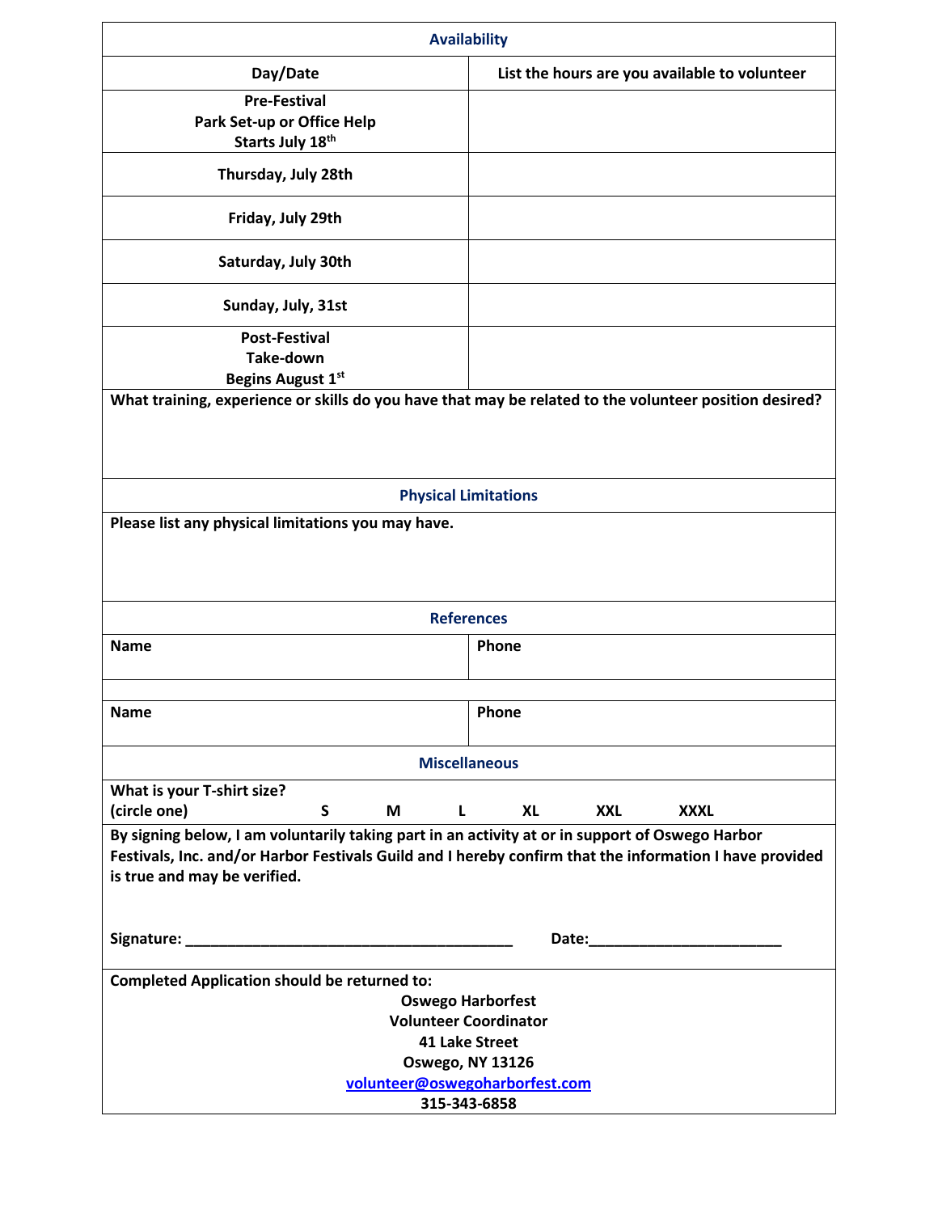## Availability

| Day/Date | List the hours are you available to volunteer |
|---|---|
| **Pre-Festival**<br>**Park Set-up or Office Help**<br>**Starts July 18th** | |
| **Thursday, July 28th** | |
| **Friday, July 29th** | |
| **Saturday, July 30th** | |
| **Sunday, July, 31st** | |
| **Post-Festival**<br>**Take-down**<br>**Begins August 1st** | |

**What training, experience or skills do you have that may be related to the volunteer position desired?**

## Physical Limitations

**Please list any physical limitations you may have.**

## References

| | |
|---|---|
| **Name** | **Phone** |
| | |
| **Name** | **Phone** |

## Miscellaneous

**What is your T-shirt size?**
**(circle one)** **S** **M** **L** **XL** **XXL** **XXXL**

**By signing below, I am voluntarily taking part in an activity at or in support of Oswego Harbor Festivals, Inc. and/or Harbor Festivals Guild and I hereby confirm that the information I have provided is true and may be verified.**

**Signature:** ________________________________________ **Date:**_______________________

**Completed Application should be returned to:**

**Oswego Harborfest**
**Volunteer Coordinator**
**41 Lake Street**
**Oswego, NY 13126**
**volunteer@oswegoharborfest.com**
**315-343-6858**